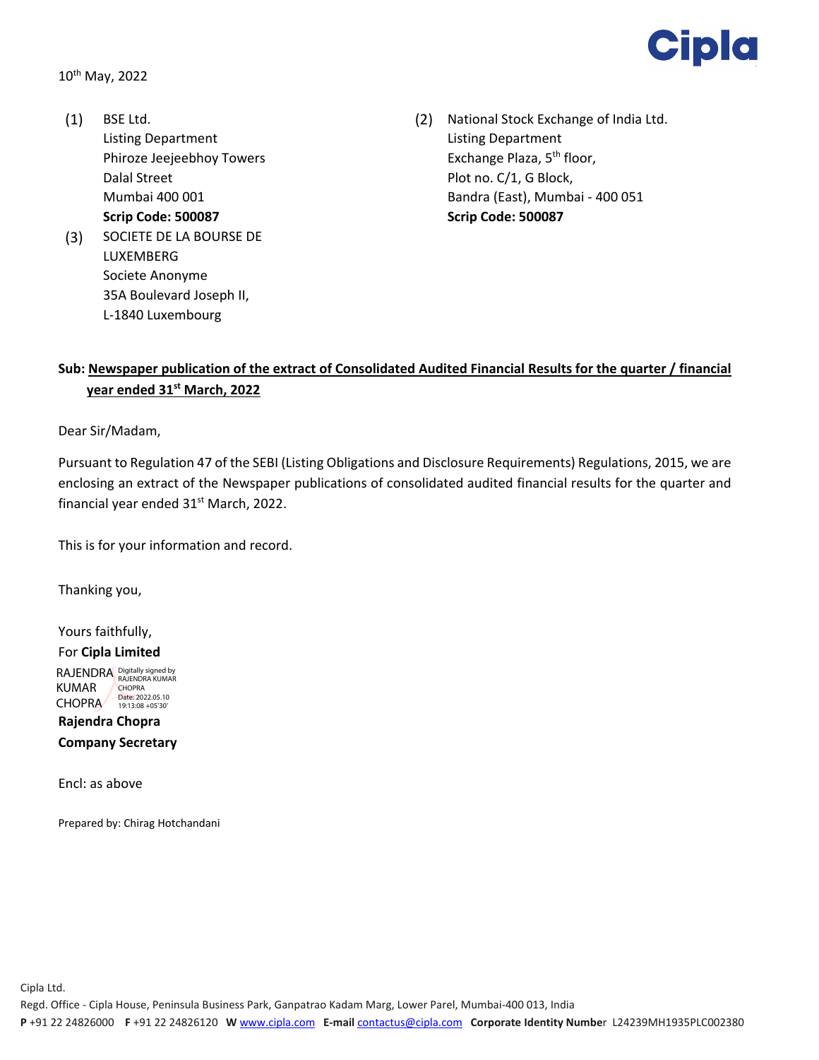Cipla

10th May, 2022

(1) BSE Ltd.
Listing Department
Phiroze Jeejeebhoy Towers
Dalal Street
Mumbai 400 001
**Scrip Code: 500087**

(2) National Stock Exchange of India Ltd.
Listing Department
Exchange Plaza, 5th floor,
Plot no. C/1, G Block,
Bandra (East), Mumbai - 400 051
**Scrip Code: 500087**

(3) SOCIETE DE LA BOURSE DE LUXEMBERG
Societe Anonyme
35A Boulevard Joseph II,
L-1840 Luxembourg

**Sub: Newspaper publication of the extract of Consolidated Audited Financial Results for the quarter / financial year ended 31st March, 2022**

Dear Sir/Madam,

Pursuant to Regulation 47 of the SEBI (Listing Obligations and Disclosure Requirements) Regulations, 2015, we are enclosing an extract of the Newspaper publications of consolidated audited financial results for the quarter and financial year ended 31st March, 2022.

This is for your information and record.

Thanking you,

Yours faithfully,
For **Cipla Limited**

RAJENDRA KUMAR CHOPRA
Digitally signed by RAJENDRA KUMAR CHOPRA
Date: 2022.05.10 19:13:08 +05'30'

**Rajendra Chopra**
**Company Secretary**

Encl: as above

Prepared by: Chirag Hotchandani

Cipla Ltd.
Regd. Office - Cipla House, Peninsula Business Park, Ganpatrao Kadam Marg, Lower Parel, Mumbai-400 013, India
**P** +91 22 24826000 **F** +91 22 24826120 **W** www.cipla.com **E-mail** contactus@cipla.com **Corporate Identity Number** L24239MH1935PLC002380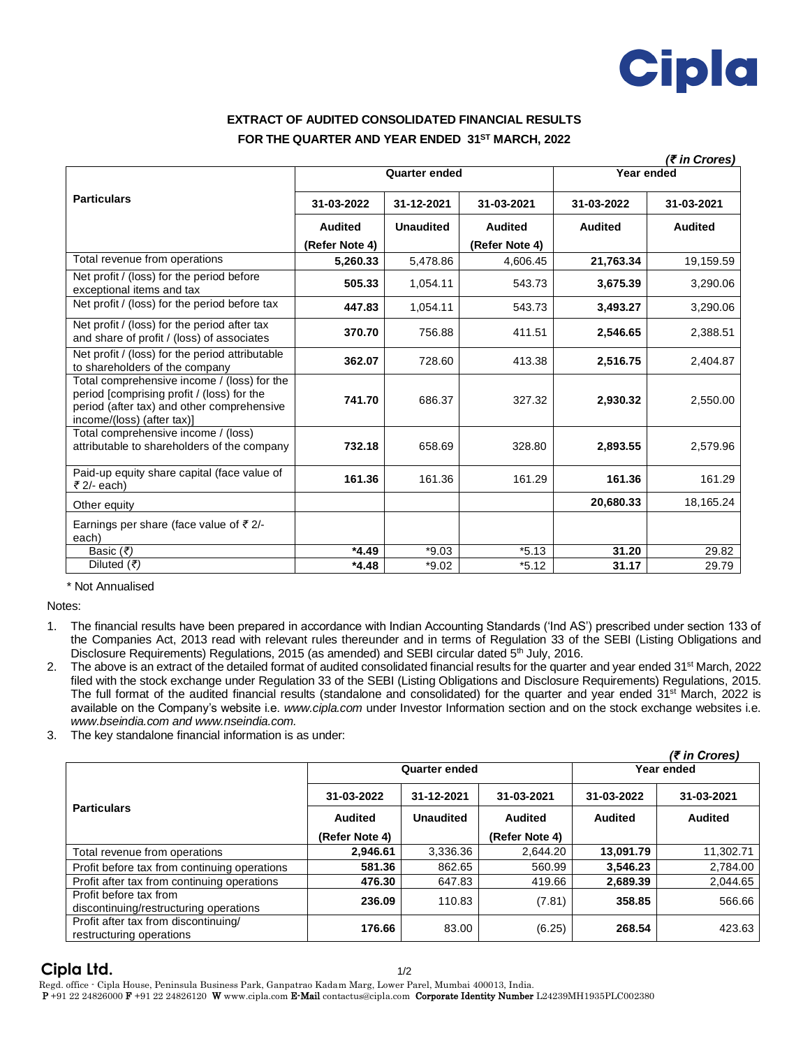# EXTRACT OF AUDITED CONSOLIDATED FINANCIAL RESULTS FOR THE QUARTER AND YEAR ENDED 31ST MARCH, 2022

*(₹ in Crores)*

| Particulars | Quarter ended | | | Year ended | |
|---|---|---|---|---|---|
| | 31-03-2022 | 31-12-2021 | 31-03-2021 | 31-03-2022 | 31-03-2021 |
| | Audited (Refer Note 4) | Unaudited | Audited (Refer Note 4) | Audited | Audited |
| Total revenue from operations | **5,260.33** | 5,478.86 | 4,606.45 | **21,763.34** | 19,159.59 |
| Net profit / (loss) for the period before exceptional items and tax | **505.33** | 1,054.11 | 543.73 | **3,675.39** | 3,290.06 |
| Net profit / (loss) for the period before tax | **447.83** | 1,054.11 | 543.73 | **3,493.27** | 3,290.06 |
| Net profit / (loss) for the period after tax and share of profit / (loss) of associates | **370.70** | 756.88 | 411.51 | **2,546.65** | 2,388.51 |
| Net profit / (loss) for the period attributable to shareholders of the company | **362.07** | 728.60 | 413.38 | **2,516.75** | 2,404.87 |
| Total comprehensive income / (loss) for the period [comprising profit / (loss) for the period (after tax) and other comprehensive income/(loss) (after tax)] | **741.70** | 686.37 | 327.32 | **2,930.32** | 2,550.00 |
| Total comprehensive income / (loss) attributable to shareholders of the company | **732.18** | 658.69 | 328.80 | **2,893.55** | 2,579.96 |
| Paid-up equity share capital (face value of ₹ 2/- each) | **161.36** | 161.36 | 161.29 | **161.36** | 161.29 |
| Other equity | | | | **20,680.33** | 18,165.24 |
| Earnings per share (face value of ₹ 2/- each) | | | | | |
| Basic (₹) | ***4.49** | *9.03 | *5.13 | **31.20** | 29.82 |
| Diluted (₹) | ***4.48** | *9.02 | *5.12 | **31.17** | 29.79 |

\* Not Annualised

Notes:

1. The financial results have been prepared in accordance with Indian Accounting Standards ('Ind AS') prescribed under section 133 of the Companies Act, 2013 read with relevant rules thereunder and in terms of Regulation 33 of the SEBI (Listing Obligations and Disclosure Requirements) Regulations, 2015 (as amended) and SEBI circular dated 5th July, 2016.
2. The above is an extract of the detailed format of audited consolidated financial results for the quarter and year ended 31st March, 2022 filed with the stock exchange under Regulation 33 of the SEBI (Listing Obligations and Disclosure Requirements) Regulations, 2015. The full format of the audited financial results (standalone and consolidated) for the quarter and year ended 31st March, 2022 is available on the Company's website i.e. *www.cipla.com* under Investor Information section and on the stock exchange websites i.e. *www.bseindia.com and www.nseindia.com.*
3. The key standalone financial information is as under:

*(₹ in Crores)*

| Particulars | Quarter ended | | | Year ended | |
|---|---|---|---|---|---|
| | 31-03-2022 | 31-12-2021 | 31-03-2021 | 31-03-2022 | 31-03-2021 |
| | Audited (Refer Note 4) | Unaudited | Audited (Refer Note 4) | Audited | Audited |
| Total revenue from operations | **2,946.61** | 3,336.36 | 2,644.20 | **13,091.79** | 11,302.71 |
| Profit before tax from continuing operations | **581.36** | 862.65 | 560.99 | **3,546.23** | 2,784.00 |
| Profit after tax from continuing operations | **476.30** | 647.83 | 419.66 | **2,689.39** | 2,044.65 |
| Profit before tax from discontinuing/restructuring operations | **236.09** | 110.83 | (7.81) | **358.85** | 566.66 |
| Profit after tax from discontinuing/ restructuring operations | **176.66** | 83.00 | (6.25) | **268.54** | 423.63 |

**Cipla Ltd.**

Regd. office - Cipla House, Peninsula Business Park, Ganpatrao Kadam Marg, Lower Parel, Mumbai 400013, India.
P +91 22 24826000 F +91 22 24826120 W www.cipla.com E-Mail contactus@cipla.com Corporate Identity Number L24239MH1935PLC002380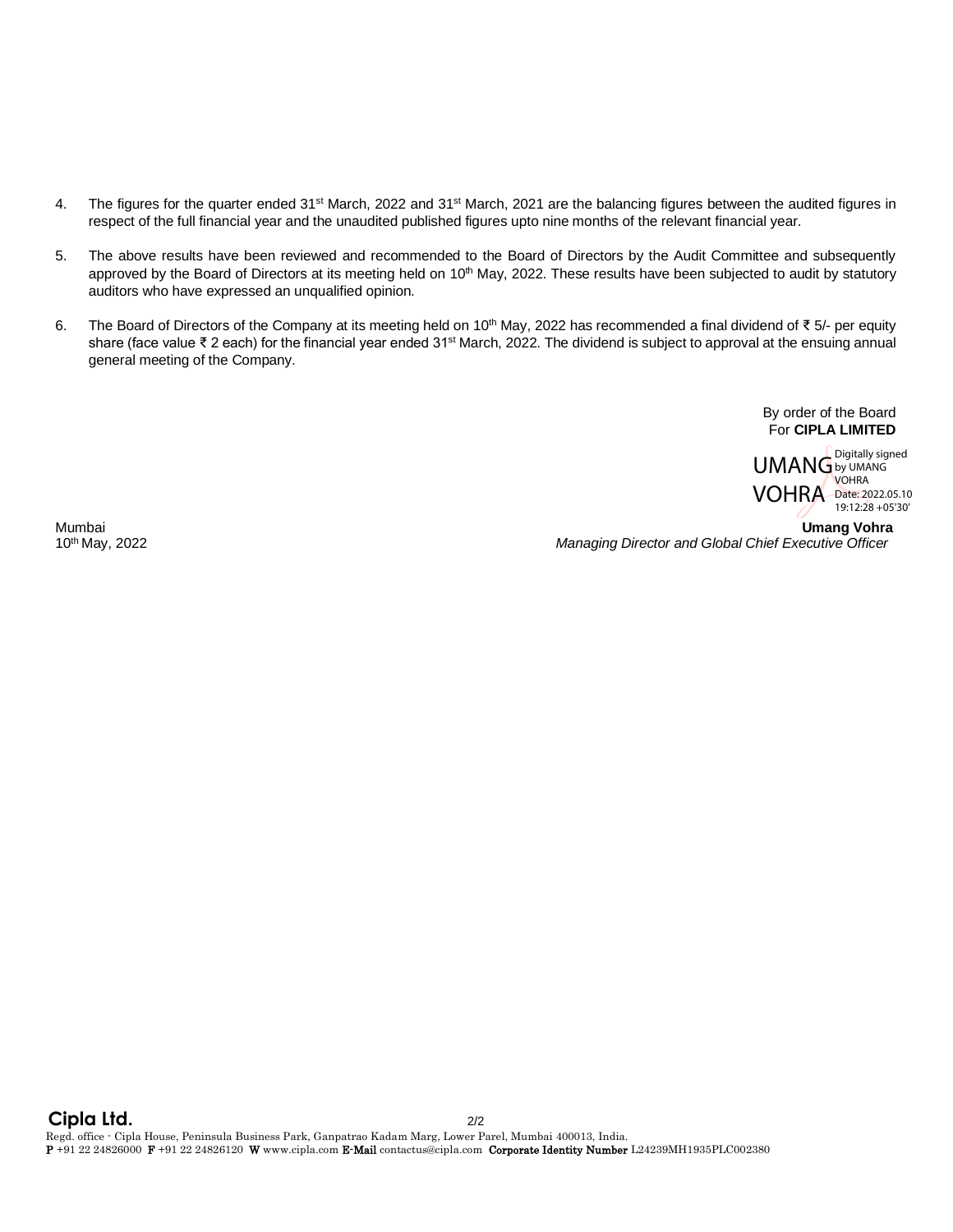4. The figures for the quarter ended 31st March, 2022 and 31st March, 2021 are the balancing figures between the audited figures in respect of the full financial year and the unaudited published figures upto nine months of the relevant financial year.

5. The above results have been reviewed and recommended to the Board of Directors by the Audit Committee and subsequently approved by the Board of Directors at its meeting held on 10th May, 2022. These results have been subjected to audit by statutory auditors who have expressed an unqualified opinion.

6. The Board of Directors of the Company at its meeting held on 10th May, 2022 has recommended a final dividend of ₹ 5/- per equity share (face value ₹ 2 each) for the financial year ended 31st March, 2022. The dividend is subject to approval at the ensuing annual general meeting of the Company.

By order of the Board
For **CIPLA LIMITED**

UMANG VOHRA
Digitally signed by UMANG VOHRA
Date: 2022.05.10 19:12:28 +05'30'

Mumbai
10th May, 2022

**Umang Vohra**
*Managing Director and Global Chief Executive Officer*

**Cipla Ltd.**
Regd. office - Cipla House, Peninsula Business Park, Ganpatrao Kadam Marg, Lower Parel, Mumbai 400013, India.
**P** +91 22 24826000 **F** +91 22 24826120 **W** www.cipla.com **E-Mail** contactus@cipla.com **Corporate Identity Number** L24239MH1935PLC002380